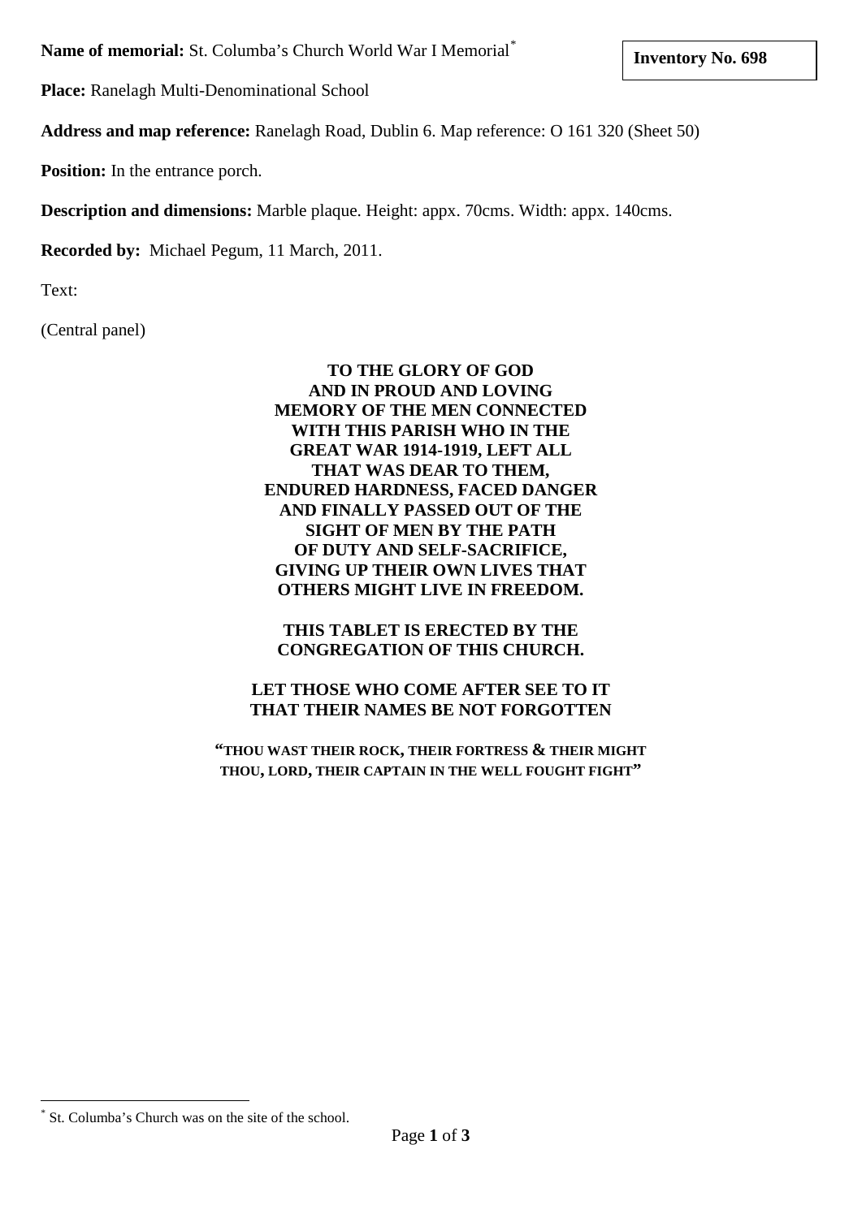**Name of memorial:** St. Columba's Church World War I Memorial[*]

**Inventory No. 698**

**Place:** Ranelagh Multi-Denominational School

**Address and map reference:** Ranelagh Road, Dublin 6. Map reference: O 161 320 (Sheet 50)

**Position:** In the entrance porch.

**Description and dimensions:** Marble plaque. Height: appx. 70cms. Width: appx. 140cms.

**Recorded by:** Michael Pegum, 11 March, 2011.

Text:

(Central panel)

**TO THE GLORY OF GOD
AND IN PROUD AND LOVING
MEMORY OF THE MEN CONNECTED
WITH THIS PARISH WHO IN THE
GREAT WAR 1914-1919, LEFT ALL
THAT WAS DEAR TO THEM,
ENDURED HARDNESS, FACED DANGER
AND FINALLY PASSED OUT OF THE
SIGHT OF MEN BY THE PATH
OF DUTY AND SELF-SACRIFICE,
GIVING UP THEIR OWN LIVES THAT
OTHERS MIGHT LIVE IN FREEDOM.**

**THIS TABLET IS ERECTED BY THE
CONGREGATION OF THIS CHURCH.**

**LET THOSE WHO COME AFTER SEE TO IT
THAT THEIR NAMES BE NOT FORGOTTEN**

**"THOU WAST THEIR ROCK, THEIR FORTRESS & THEIR MIGHT
THOU, LORD, THEIR CAPTAIN IN THE WELL FOUGHT FIGHT"**

[*] St. Columba's Church was on the site of the school.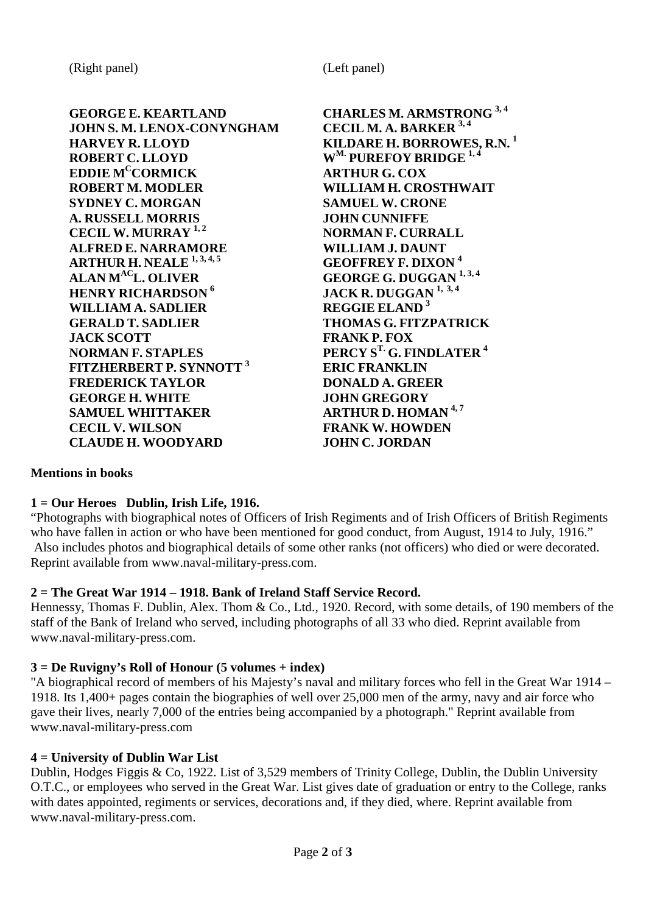(Right panel)

**GEORGE E. KEARTLAND**
**JOHN S. M. LENOX-CONYNGHAM**
**HARVEY R. LLOYD**
**ROBERT C. LLOYD**
**EDDIE M^C^CORMICK**
**ROBERT M. MODLER**
**SYDNEY C. MORGAN**
**A. RUSSELL MORRIS**
**CECIL W. MURRAY** [1, 2]
**ALFRED E. NARRAMORE**
**ARTHUR H. NEALE** [1, 3, 4, 5]
**ALAN M^AC^L. OLIVER**
**HENRY RICHARDSON** [6]
**WILLIAM A. SADLIER**
**GERALD T. SADLIER**
**JACK SCOTT**
**NORMAN F. STAPLES**
**FITZHERBERT P. SYNNOTT** [3]
**FREDERICK TAYLOR**
**GEORGE H. WHITE**
**SAMUEL WHITTAKER**
**CECIL V. WILSON**
**CLAUDE H. WOODYARD**

(Left panel)

**CHARLES M. ARMSTRONG** [3, 4]
**CECIL M. A. BARKER** [3, 4]
**KILDARE H. BORROWES, R.N.** [1]
**W^M.^ PUREFOY BRIDGE** [1, 4]
**ARTHUR G. COX**
**WILLIAM H. CROSTHWAIT**
**SAMUEL W. CRONE**
**JOHN CUNNIFFE**
**NORMAN F. CURRALL**
**WILLIAM J. DAUNT**
**GEOFFREY F. DIXON** [4]
**GEORGE G. DUGGAN** [1, 3, 4]
**JACK R. DUGGAN** [1, 3, 4]
**REGGIE ELAND** [3]
**THOMAS G. FITZPATRICK**
**FRANK P. FOX**
**PERCY S^T.^ G. FINDLATER** [4]
**ERIC FRANKLIN**
**DONALD A. GREER**
**JOHN GREGORY**
**ARTHUR D. HOMAN** [4, 7]
**FRANK W. HOWDEN**
**JOHN C. JORDAN**

**Mentions in books**

**1 = Our Heroes Dublin, Irish Life, 1916.**
"Photographs with biographical notes of Officers of Irish Regiments and of Irish Officers of British Regiments who have fallen in action or who have been mentioned for good conduct, from August, 1914 to July, 1916." Also includes photos and biographical details of some other ranks (not officers) who died or were decorated. Reprint available from www.naval-military-press.com.

**2 = The Great War 1914 – 1918. Bank of Ireland Staff Service Record.**
Hennessy, Thomas F. Dublin, Alex. Thom & Co., Ltd., 1920. Record, with some details, of 190 members of the staff of the Bank of Ireland who served, including photographs of all 33 who died. Reprint available from www.naval-military-press.com.

**3 = De Ruvigny's Roll of Honour (5 volumes + index)**
"A biographical record of members of his Majesty's naval and military forces who fell in the Great War 1914 – 1918. Its 1,400+ pages contain the biographies of well over 25,000 men of the army, navy and air force who gave their lives, nearly 7,000 of the entries being accompanied by a photograph." Reprint available from www.naval-military-press.com

**4 = University of Dublin War List**
Dublin, Hodges Figgis & Co, 1922. List of 3,529 members of Trinity College, Dublin, the Dublin University O.T.C., or employees who served in the Great War. List gives date of graduation or entry to the College, ranks with dates appointed, regiments or services, decorations and, if they died, where. Reprint available from www.naval-military-press.com.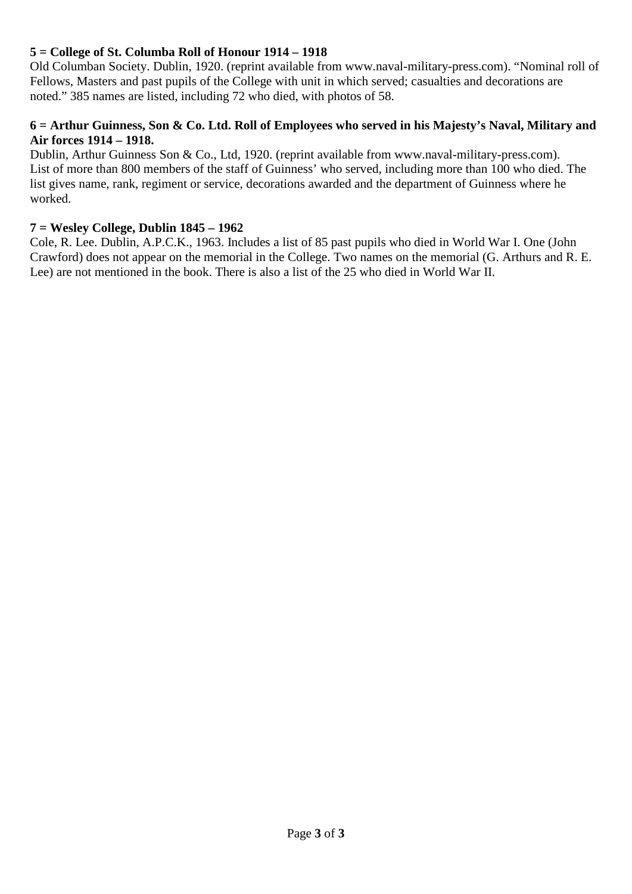**5 = College of St. Columba Roll of Honour 1914 – 1918**

Old Columban Society. Dublin, 1920. (reprint available from www.naval-military-press.com). "Nominal roll of Fellows, Masters and past pupils of the College with unit in which served; casualties and decorations are noted." 385 names are listed, including 72 who died, with photos of 58.

**6 = Arthur Guinness, Son & Co. Ltd. Roll of Employees who served in his Majesty's Naval, Military and Air forces 1914 – 1918.**

Dublin, Arthur Guinness Son & Co., Ltd, 1920. (reprint available from www.naval-military-press.com). List of more than 800 members of the staff of Guinness' who served, including more than 100 who died. The list gives name, rank, regiment or service, decorations awarded and the department of Guinness where he worked.

**7 = Wesley College, Dublin 1845 – 1962**

Cole, R. Lee. Dublin, A.P.C.K., 1963. Includes a list of 85 past pupils who died in World War I. One (John Crawford) does not appear on the memorial in the College. Two names on the memorial (G. Arthurs and R. E. Lee) are not mentioned in the book. There is also a list of the 25 who died in World War II.